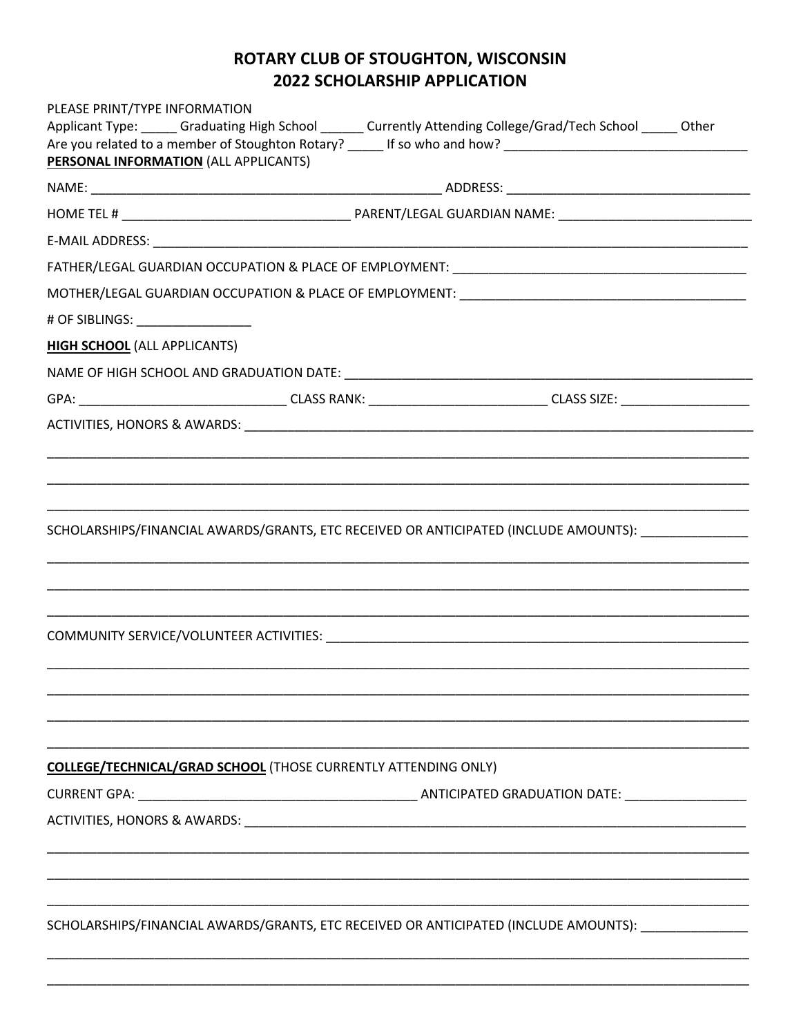# ROTARY CLUB OF STOUGHTON, WISCONSIN
# 2022 SCHOLARSHIP APPLICATION

PLEASE PRINT/TYPE INFORMATION

Applicant Type: _____ Graduating High School ______ Currently Attending College/Grad/Tech School _____ Other

Are you related to a member of Stoughton Rotary? _____ If so who and how? _________________________________

**PERSONAL INFORMATION** (ALL APPLICANTS)

NAME: _________________________________________________ ADDRESS: _________________________________

HOME TEL # _______________________________ PARENT/LEGAL GUARDIAN NAME: __________________________

E-MAIL ADDRESS: _____________________________________________________________________________________

FATHER/LEGAL GUARDIAN OCCUPATION & PLACE OF EMPLOYMENT: _________________________________________

MOTHER/LEGAL GUARDIAN OCCUPATION & PLACE OF EMPLOYMENT: ________________________________________

# OF SIBLINGS: ________________

**HIGH SCHOOL** (ALL APPLICANTS)

NAME OF HIGH SCHOOL AND GRADUATION DATE: __________________________________________________________

GPA: ____________________________ CLASS RANK: ________________________ CLASS SIZE: _________________

ACTIVITIES, HONORS & AWARDS: ____________________________________________________________________

___________________________________________________________________________________________________

___________________________________________________________________________________________________

___________________________________________________________________________________________________

SCHOLARSHIPS/FINANCIAL AWARDS/GRANTS, ETC RECEIVED OR ANTICIPATED (INCLUDE AMOUNTS): ______________

___________________________________________________________________________________________________

___________________________________________________________________________________________________

___________________________________________________________________________________________________

COMMUNITY SERVICE/VOLUNTEER ACTIVITIES: _____________________________________________________________

___________________________________________________________________________________________________

___________________________________________________________________________________________________

___________________________________________________________________________________________________

___________________________________________________________________________________________________

**COLLEGE/TECHNICAL/GRAD SCHOOL** (THOSE CURRENTLY ATTENDING ONLY)

CURRENT GPA: ______________________________________ ANTICIPATED GRADUATION DATE: ________________

ACTIVITIES, HONORS & AWARDS: ___________________________________________________________________

___________________________________________________________________________________________________

___________________________________________________________________________________________________

___________________________________________________________________________________________________

SCHOLARSHIPS/FINANCIAL AWARDS/GRANTS, ETC RECEIVED OR ANTICIPATED (INCLUDE AMOUNTS): ______________

___________________________________________________________________________________________________

___________________________________________________________________________________________________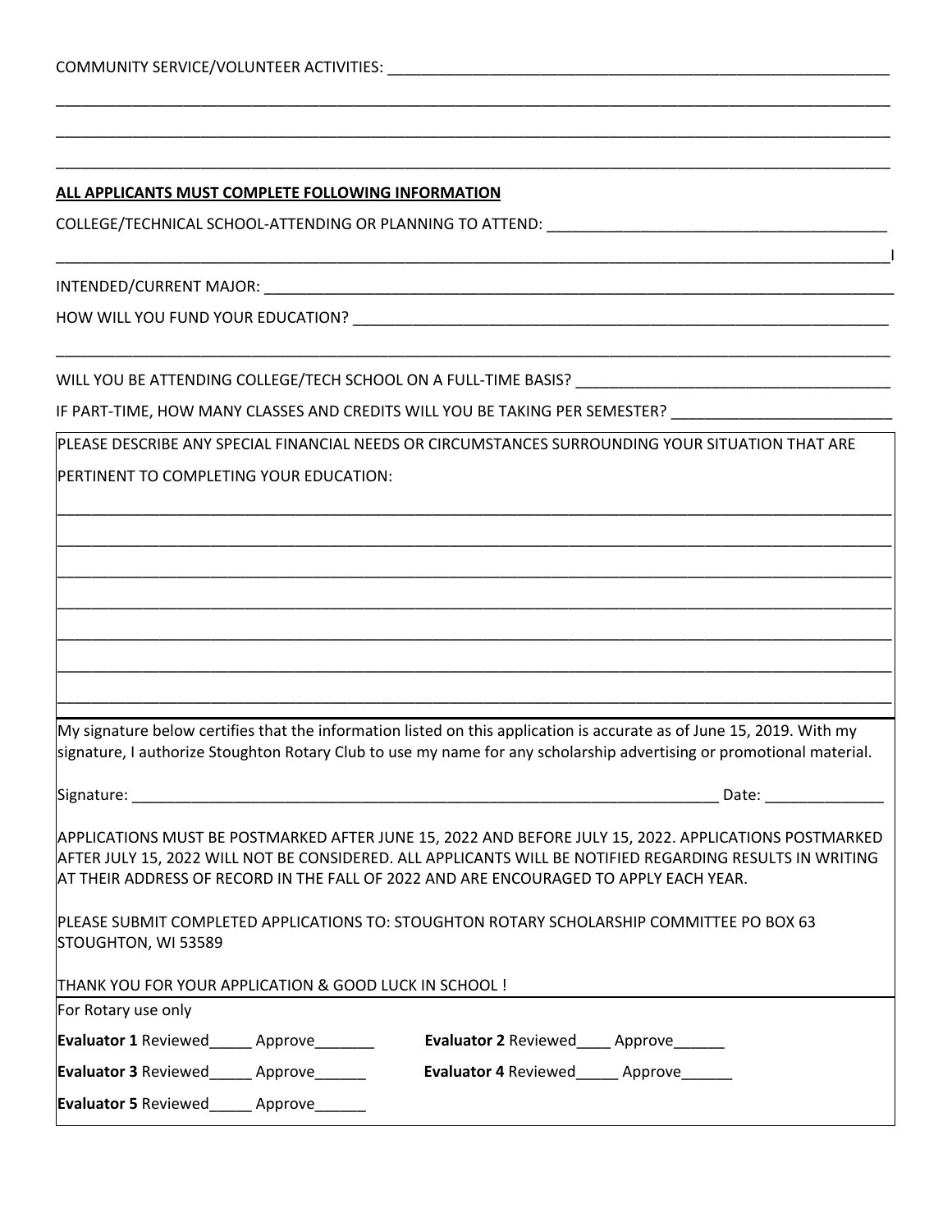COMMUNITY SERVICE/VOLUNTEER ACTIVITIES: ____________________________________________________________

____________________________________________________________________________________________________

____________________________________________________________________________________________________

____________________________________________________________________________________________________

**ALL APPLICANTS MUST COMPLETE FOLLOWING INFORMATION**

COLLEGE/TECHNICAL SCHOOL-ATTENDING OR PLANNING TO ATTEND: ________________________________________

____________________________________________________________________________________________________

INTENDED/CURRENT MAJOR: ___________________________________________________________________________

HOW WILL YOU FUND YOUR EDUCATION? _________________________________________________________________

____________________________________________________________________________________________________

WILL YOU BE ATTENDING COLLEGE/TECH SCHOOL ON A FULL-TIME BASIS? ____________________________________

IF PART-TIME, HOW MANY CLASSES AND CREDITS WILL YOU BE TAKING PER SEMESTER? _________________________

PLEASE DESCRIBE ANY SPECIAL FINANCIAL NEEDS OR CIRCUMSTANCES SURROUNDING YOUR SITUATION THAT ARE PERTINENT TO COMPLETING YOUR EDUCATION:

____________________________________________________________________________________________________

____________________________________________________________________________________________________

____________________________________________________________________________________________________

____________________________________________________________________________________________________

____________________________________________________________________________________________________

____________________________________________________________________________________________________

____________________________________________________________________________________________________

My signature below certifies that the information listed on this application is accurate as of June 15, 2019. With my signature, I authorize Stoughton Rotary Club to use my name for any scholarship advertising or promotional material.

Signature: _______________________________________________________________________ Date: ______________

APPLICATIONS MUST BE POSTMARKED AFTER JUNE 15, 2022 AND BEFORE JULY 15, 2022. APPLICATIONS POSTMARKED AFTER JULY 15, 2022 WILL NOT BE CONSIDERED. ALL APPLICANTS WILL BE NOTIFIED REGARDING RESULTS IN WRITING AT THEIR ADDRESS OF RECORD IN THE FALL OF 2022 AND ARE ENCOURAGED TO APPLY EACH YEAR.

PLEASE SUBMIT COMPLETED APPLICATIONS TO: STOUGHTON ROTARY SCHOLARSHIP COMMITTEE PO BOX 63 STOUGHTON, WI 53589

THANK YOU FOR YOUR APPLICATION & GOOD LUCK IN SCHOOL !

For Rotary use only

**Evaluator 1** Reviewed_____ Approve_______ **Evaluator 2** Reviewed____ Approve______

**Evaluator 3** Reviewed_____ Approve______ **Evaluator 4** Reviewed_____ Approve______

**Evaluator 5** Reviewed_____ Approve______